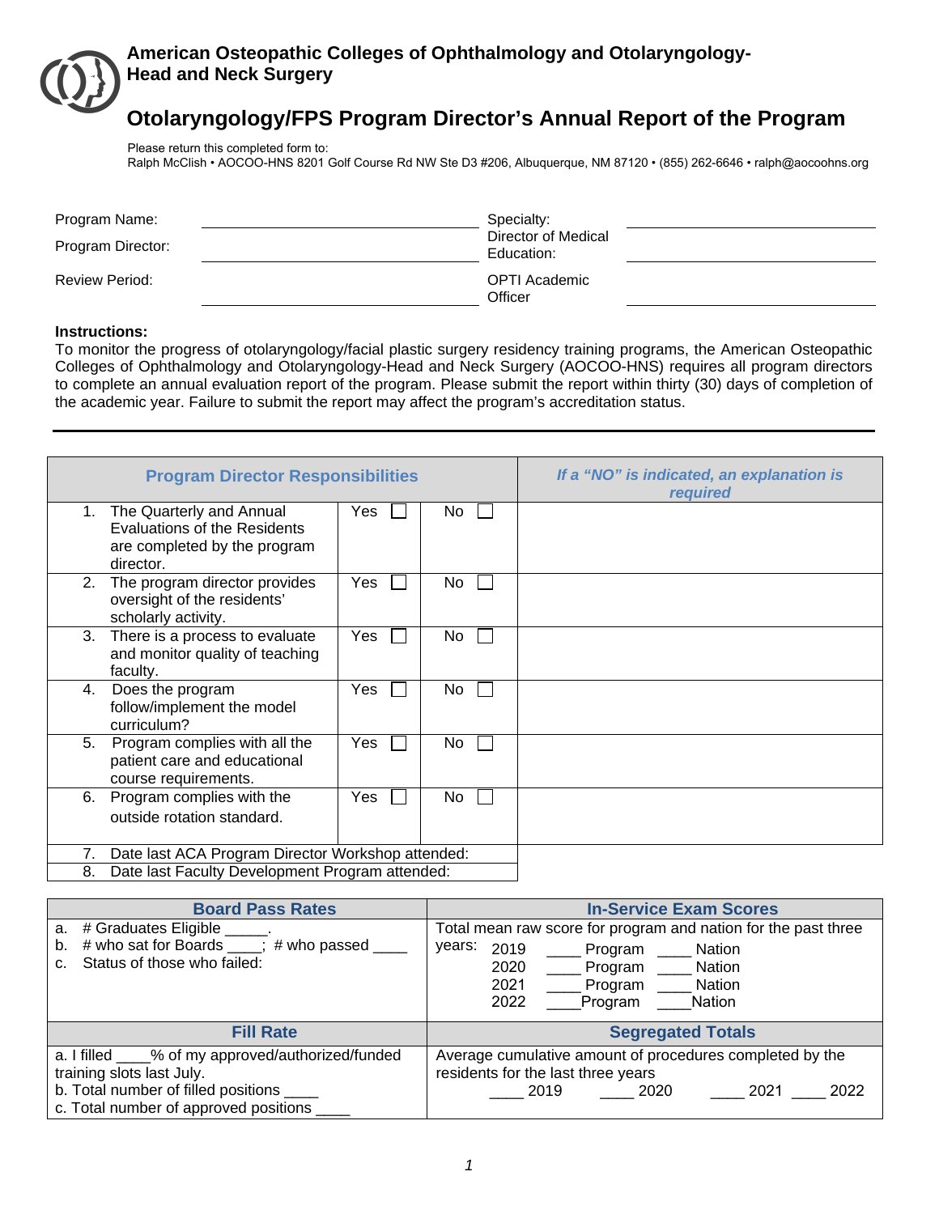# American Osteopathic Colleges of Ophthalmology and Otolaryngology-Head and Neck Surgery

## Otolaryngology/FPS Program Director's Annual Report of the Program

Please return this completed form to:
Ralph McClish • AOCOO-HNS 8201 Golf Course Rd NW Ste D3 #206, Albuquerque, NM 87120 • (855) 262-6646 • ralph@aocoohns.org

| | | | |
|---|---|---|---|
| Program Name: | | Specialty: | |
| Program Director: | | Director of Medical Education: | |
| Review Period: | | OPTI Academic Officer | |

**Instructions:**
To monitor the progress of otolaryngology/facial plastic surgery residency training programs, the American Osteopathic Colleges of Ophthalmology and Otolaryngology-Head and Neck Surgery (AOCOO-HNS) requires all program directors to complete an annual evaluation report of the program. Please submit the report within thirty (30) days of completion of the academic year. Failure to submit the report may affect the program's accreditation status.

---

| **Program Director Responsibilities** | | | ***If a "NO" is indicated, an explanation is required*** |
|---|---|---|---|
| 1. The Quarterly and Annual Evaluations of the Residents are completed by the program director. | Yes ☐ | No ☐ | |
| 2. The program director provides oversight of the residents' scholarly activity. | Yes ☐ | No ☐ | |
| 3. There is a process to evaluate and monitor quality of teaching faculty. | Yes ☐ | No ☐ | |
| 4. Does the program follow/implement the model curriculum? | Yes ☐ | No ☐ | |
| 5. Program complies with all the patient care and educational course requirements. | Yes ☐ | No ☐ | |
| 6. Program complies with the outside rotation standard. | Yes ☐ | No ☐ | |
| 7. Date last ACA Program Director Workshop attended: | | | |
| 8. Date last Faculty Development Program attended: | | | |

| **Board Pass Rates** | **In-Service Exam Scores** |
|---|---|
| a. # Graduates Eligible _____.<br>b. # who sat for Boards ____; # who passed ____<br>c. Status of those who failed: | Total mean raw score for program and nation for the past three years:<br>2019 ____ Program ____ Nation<br>2020 ____ Program ____ Nation<br>2021 ____ Program ____ Nation<br>2022 ____ Program ____ Nation |
| **Fill Rate** | **Segregated Totals** |
| a. I filled ____% of my approved/authorized/funded training slots last July.<br>b. Total number of filled positions ____<br>c. Total number of approved positions ____ | Average cumulative amount of procedures completed by the residents for the last three years<br>____ 2019 ____ 2020 ____ 2021 ____ 2022 |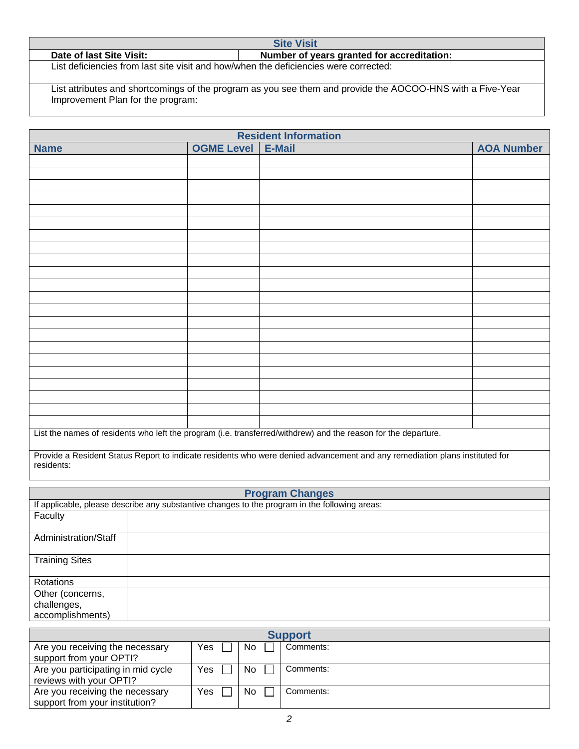## Site Visit

| Date of last Site Visit: | Number of years granted for accreditation: |
|---|---|
| List deficiencies from last site visit and how/when the deficiencies were corrected: | |
| List attributes and shortcomings of the program as you see them and provide the AOCOO-HNS with a Five-Year Improvement Plan for the program: | |

## Resident Information

| Name | OGME Level | E-Mail | AOA Number |
|---|---|---|---|
| | | | |
| | | | |
| | | | |
| | | | |
| | | | |
| | | | |
| | | | |
| | | | |
| | | | |
| | | | |
| | | | |
| | | | |
| | | | |
| | | | |
| | | | |
| | | | |
| | | | |
| | | | |
| | | | |
| | | | |
| | | | |

List the names of residents who left the program (i.e. transferred/withdrew) and the reason for the departure.

Provide a Resident Status Report to indicate residents who were denied advancement and any remediation plans instituted for residents:

## Program Changes

If applicable, please describe any substantive changes to the program in the following areas:

| Area | Description |
|---|---|
| Faculty | |
| Administration/Staff | |
| Training Sites | |
| Rotations | |
| Other (concerns, challenges, accomplishments) | |

## Support

| Question | Yes | No | Comments |
|---|---|---|---|
| Are you receiving the necessary support from your OPTI? | Yes ☐ | No ☐ | Comments: |
| Are you participating in mid cycle reviews with your OPTI? | Yes ☐ | No ☐ | Comments: |
| Are you receiving the necessary support from your institution? | Yes ☐ | No ☐ | Comments: |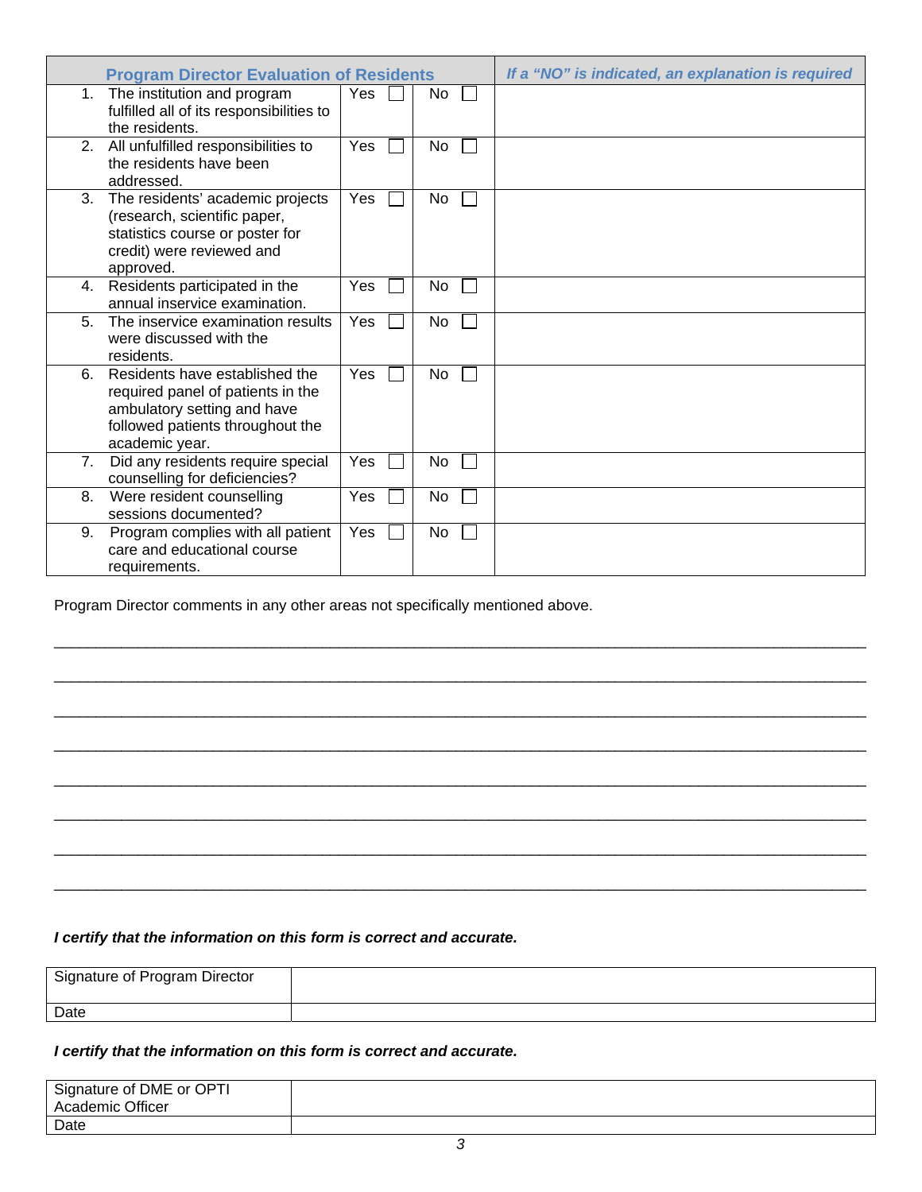| Program Director Evaluation of Residents | | | *If a "NO" is indicated, an explanation is required* |
|---|---|---|---|
| 1. The institution and program fulfilled all of its responsibilities to the residents. | Yes ☐ | No ☐ | |
| 2. All unfulfilled responsibilities to the residents have been addressed. | Yes ☐ | No ☐ | |
| 3. The residents' academic projects (research, scientific paper, statistics course or poster for credit) were reviewed and approved. | Yes ☐ | No ☐ | |
| 4. Residents participated in the annual inservice examination. | Yes ☐ | No ☐ | |
| 5. The inservice examination results were discussed with the residents. | Yes ☐ | No ☐ | |
| 6. Residents have established the required panel of patients in the ambulatory setting and have followed patients throughout the academic year. | Yes ☐ | No ☐ | |
| 7. Did any residents require special counselling for deficiencies? | Yes ☐ | No ☐ | |
| 8. Were resident counselling sessions documented? | Yes ☐ | No ☐ | |
| 9. Program complies with all patient care and educational course requirements. | Yes ☐ | No ☐ | |

Program Director comments in any other areas not specifically mentioned above.

______________________________________________________________________________

______________________________________________________________________________

______________________________________________________________________________

______________________________________________________________________________

______________________________________________________________________________

______________________________________________________________________________

______________________________________________________________________________

______________________________________________________________________________

***I certify that the information on this form is correct and accurate.***

| Signature of Program Director | |
|---|---|
| Date | |

***I certify that the information on this form is correct and accurate.***

| Signature of DME or OPTI Academic Officer | |
|---|---|
| Date | |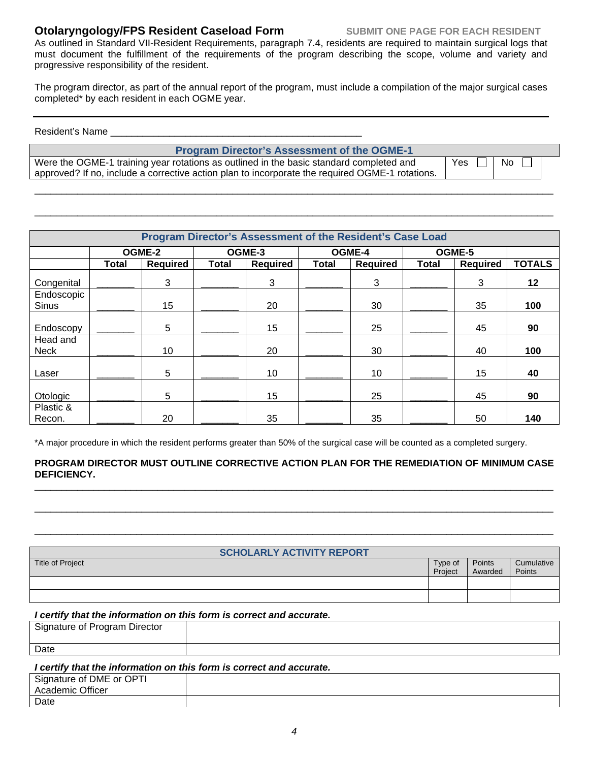**Otolaryngology/FPS Resident Caseload Form** SUBMIT ONE PAGE FOR EACH RESIDENT

As outlined in Standard VII-Resident Requirements, paragraph 7.4, residents are required to maintain surgical logs that must document the fulfillment of the requirements of the program describing the scope, volume and variety and progressive responsibility of the resident.

The program director, as part of the annual report of the program, must include a compilation of the major surgical cases completed* by each resident in each OGME year.

---

Resident's Name _______________________________________________

| Program Director's Assessment of the OGME-1 | | |
|---|---|---|
| Were the OGME-1 training year rotations as outlined in the basic standard completed and approved? If no, include a corrective action plan to incorporate the required OGME-1 rotations. | Yes ☐ | No ☐ |

_______________________________________________________________________________________________

_______________________________________________________________________________________________

| Program Director's Assessment of the Resident's Case Load | | | | | | | | | |
|---|---|---|---|---|---|---|---|---|---|
| | OGME-2 | | OGME-3 | | OGME-4 | | OGME-5 | | |
| | Total | Required | Total | Required | Total | Required | Total | Required | TOTALS |
| Congenital | _______ | 3 | _______ | 3 | _______ | 3 | _______ | 3 | **12** |
| Endoscopic Sinus | _______ | 15 | _______ | 20 | _______ | 30 | _______ | 35 | **100** |
| Endoscopy | _______ | 5 | _______ | 15 | _______ | 25 | _______ | 45 | **90** |
| Head and Neck | _______ | 10 | _______ | 20 | _______ | 30 | _______ | 40 | **100** |
| Laser | _______ | 5 | _______ | 10 | _______ | 10 | _______ | 15 | **40** |
| Otologic | _______ | 5 | _______ | 15 | _______ | 25 | _______ | 45 | **90** |
| Plastic & Recon. | _______ | 20 | _______ | 35 | _______ | 35 | _______ | 50 | **140** |

*A major procedure in which the resident performs greater than 50% of the surgical case will be counted as a completed surgery.

**PROGRAM DIRECTOR MUST OUTLINE CORRECTIVE ACTION PLAN FOR THE REMEDIATION OF MINIMUM CASE DEFICIENCY.**

_______________________________________________________________________________________________

_______________________________________________________________________________________________

_______________________________________________________________________________________________

| SCHOLARLY ACTIVITY REPORT | | | |
|---|---|---|---|
| Title of Project | Type of Project | Points Awarded | Cumulative Points |
| | | | |
| | | | |

***I certify that the information on this form is correct and accurate.***

| | |
|---|---|
| Signature of Program Director | |
| Date | |

***I certify that the information on this form is correct and accurate.***

| | |
|---|---|
| Signature of DME or OPTI Academic Officer | |
| Date | |